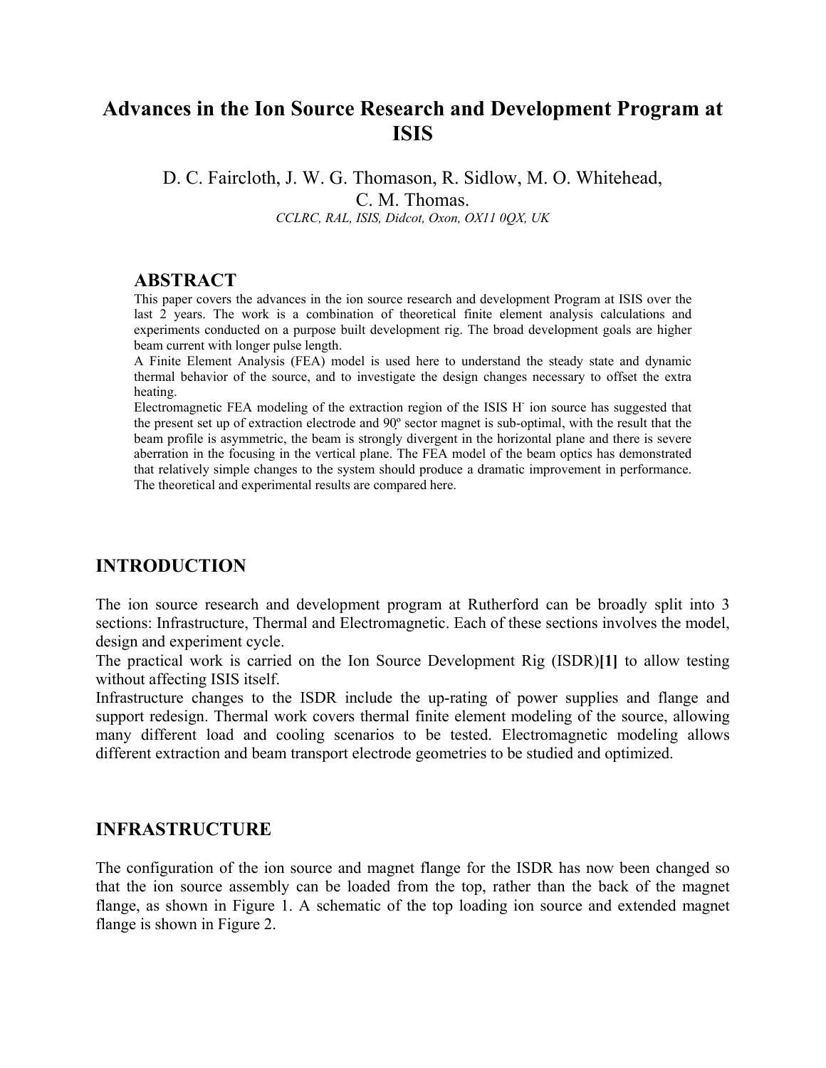# Advances in the Ion Source Research and Development Program at ISIS

D. C. Faircloth, J. W. G. Thomason, R. Sidlow, M. O. Whitehead, C. M. Thomas.

*CCLRC, RAL, ISIS, Didcot, Oxon, OX11 0QX, UK*

## ABSTRACT

This paper covers the advances in the ion source research and development Program at ISIS over the last 2 years. The work is a combination of theoretical finite element analysis calculations and experiments conducted on a purpose built development rig. The broad development goals are higher beam current with longer pulse length.

A Finite Element Analysis (FEA) model is used here to understand the steady state and dynamic thermal behavior of the source, and to investigate the design changes necessary to offset the extra heating.

Electromagnetic FEA modeling of the extraction region of the ISIS $H^-$ ion source has suggested that the present set up of extraction electrode and 90º sector magnet is sub-optimal, with the result that the beam profile is asymmetric, the beam is strongly divergent in the horizontal plane and there is severe aberration in the focusing in the vertical plane. The FEA model of the beam optics has demonstrated that relatively simple changes to the system should produce a dramatic improvement in performance. The theoretical and experimental results are compared here.

## INTRODUCTION

The ion source research and development program at Rutherford can be broadly split into 3 sections: Infrastructure, Thermal and Electromagnetic. Each of these sections involves the model, design and experiment cycle.

The practical work is carried on the Ion Source Development Rig (ISDR)**[1]** to allow testing without affecting ISIS itself.

Infrastructure changes to the ISDR include the up-rating of power supplies and flange and support redesign. Thermal work covers thermal finite element modeling of the source, allowing many different load and cooling scenarios to be tested. Electromagnetic modeling allows different extraction and beam transport electrode geometries to be studied and optimized.

## INFRASTRUCTURE

The configuration of the ion source and magnet flange for the ISDR has now been changed so that the ion source assembly can be loaded from the top, rather than the back of the magnet flange, as shown in Figure 1. A schematic of the top loading ion source and extended magnet flange is shown in Figure 2.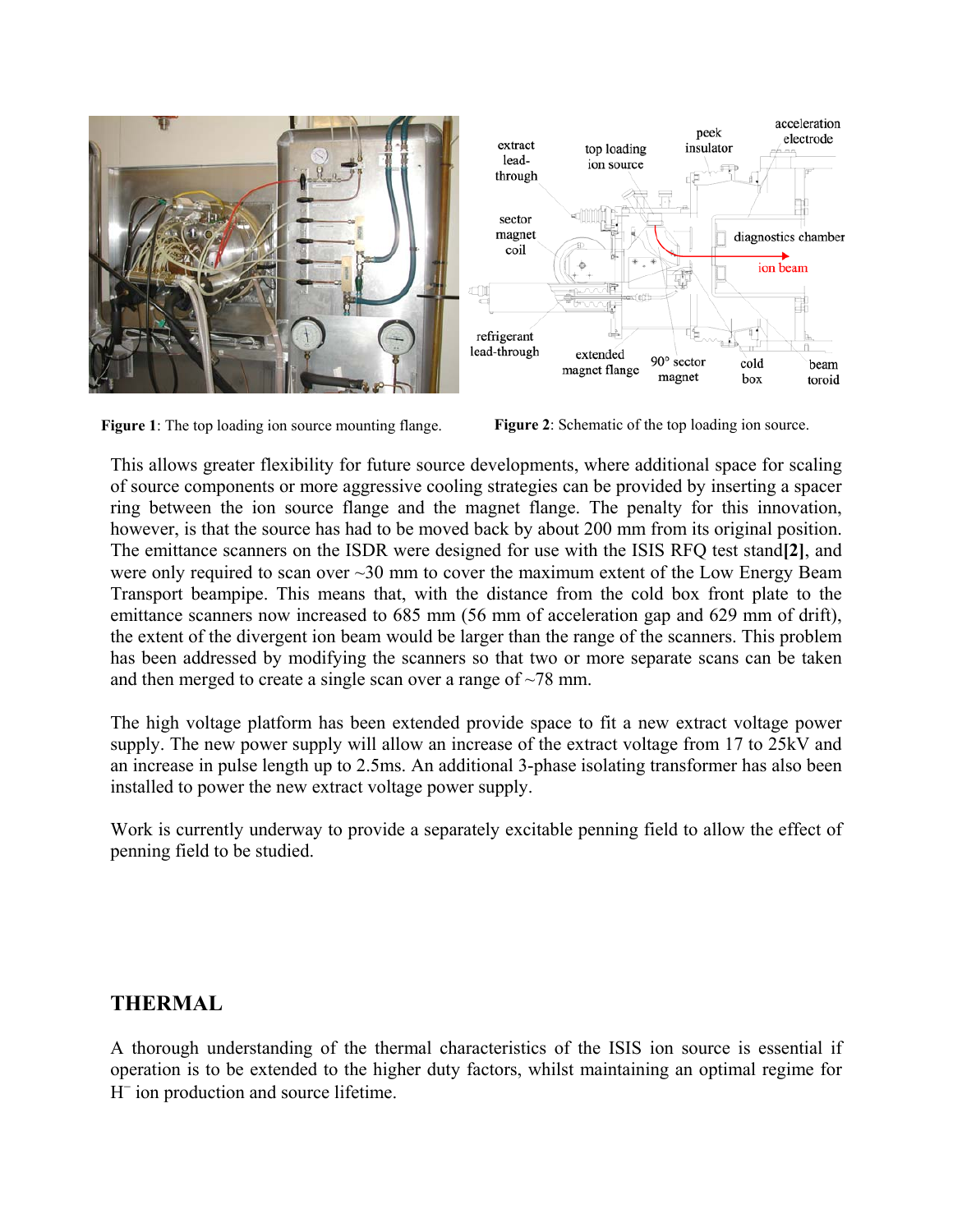**Figure 1**: The top loading ion source mounting flange.

**Figure 2**: Schematic of the top loading ion source.

This allows greater flexibility for future source developments, where additional space for scaling of source components or more aggressive cooling strategies can be provided by inserting a spacer ring between the ion source flange and the magnet flange. The penalty for this innovation, however, is that the source has had to be moved back by about 200 mm from its original position. The emittance scanners on the ISDR were designed for use with the ISIS RFQ test stand**[2]**, and were only required to scan over ~30 mm to cover the maximum extent of the Low Energy Beam Transport beampipe. This means that, with the distance from the cold box front plate to the emittance scanners now increased to 685 mm (56 mm of acceleration gap and 629 mm of drift), the extent of the divergent ion beam would be larger than the range of the scanners. This problem has been addressed by modifying the scanners so that two or more separate scans can be taken and then merged to create a single scan over a range of ~78 mm.

The high voltage platform has been extended provide space to fit a new extract voltage power supply. The new power supply will allow an increase of the extract voltage from 17 to 25kV and an increase in pulse length up to 2.5ms. An additional 3-phase isolating transformer has also been installed to power the new extract voltage power supply.

Work is currently underway to provide a separately excitable penning field to allow the effect of penning field to be studied.

## THERMAL

A thorough understanding of the thermal characteristics of the ISIS ion source is essential if operation is to be extended to the higher duty factors, whilst maintaining an optimal regime for $H^-$ ion production and source lifetime.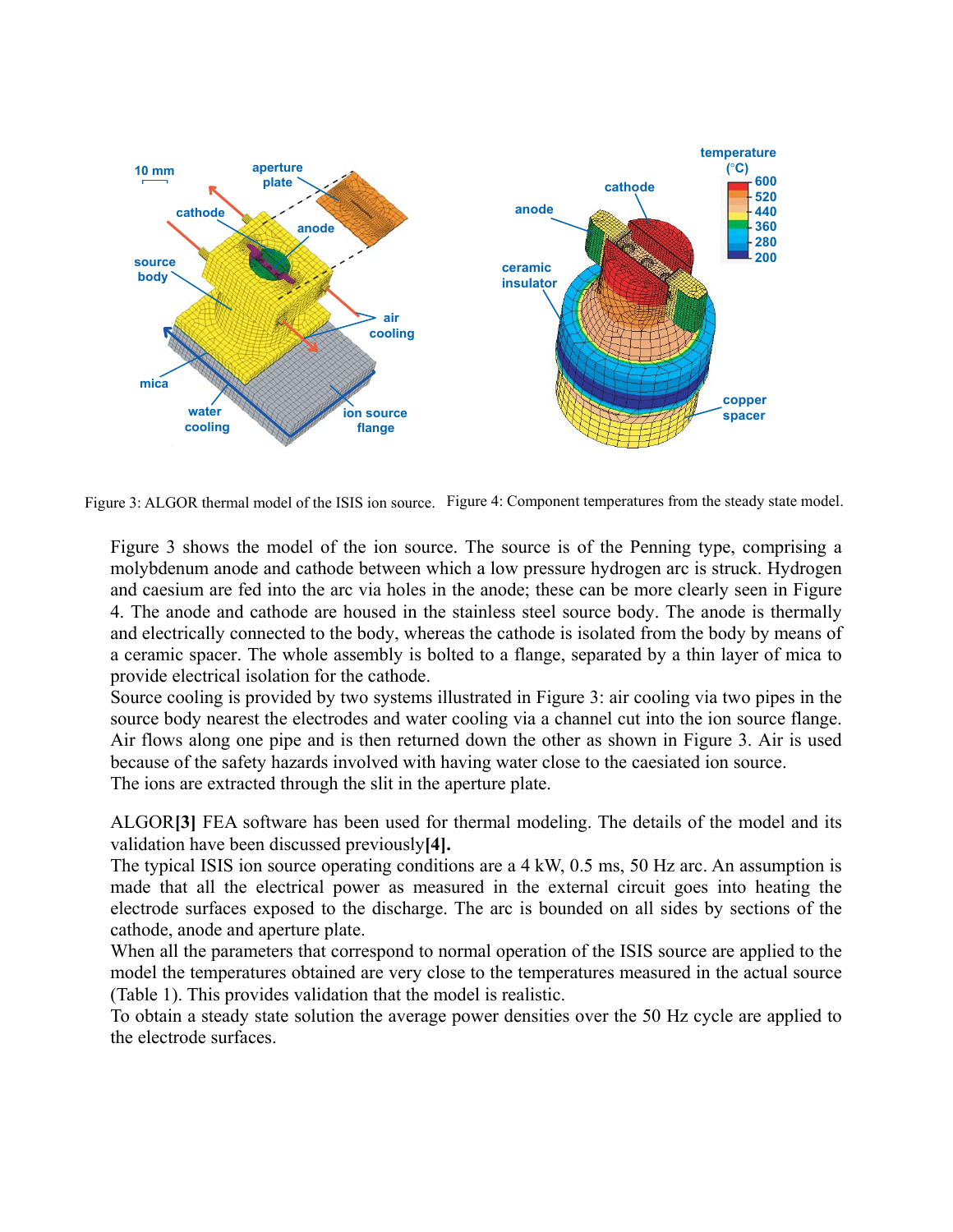Figure 3: ALGOR thermal model of the ISIS ion source.

Figure 4: Component temperatures from the steady state model.

Figure 3 shows the model of the ion source. The source is of the Penning type, comprising a molybdenum anode and cathode between which a low pressure hydrogen arc is struck. Hydrogen and caesium are fed into the arc via holes in the anode; these can be more clearly seen in Figure 4. The anode and cathode are housed in the stainless steel source body. The anode is thermally and electrically connected to the body, whereas the cathode is isolated from the body by means of a ceramic spacer. The whole assembly is bolted to a flange, separated by a thin layer of mica to provide electrical isolation for the cathode.

Source cooling is provided by two systems illustrated in Figure 3: air cooling via two pipes in the source body nearest the electrodes and water cooling via a channel cut into the ion source flange. Air flows along one pipe and is then returned down the other as shown in Figure 3. Air is used because of the safety hazards involved with having water close to the caesiated ion source.

The ions are extracted through the slit in the aperture plate.

ALGOR**[3]** FEA software has been used for thermal modeling. The details of the model and its validation have been discussed previously**[4].**

The typical ISIS ion source operating conditions are a 4 kW, 0.5 ms, 50 Hz arc. An assumption is made that all the electrical power as measured in the external circuit goes into heating the electrode surfaces exposed to the discharge. The arc is bounded on all sides by sections of the cathode, anode and aperture plate.

When all the parameters that correspond to normal operation of the ISIS source are applied to the model the temperatures obtained are very close to the temperatures measured in the actual source (Table 1). This provides validation that the model is realistic.

To obtain a steady state solution the average power densities over the 50 Hz cycle are applied to the electrode surfaces.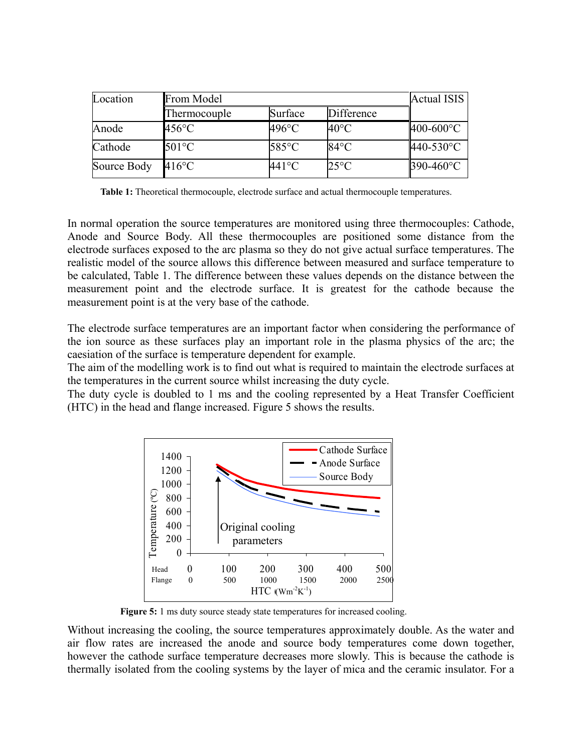| Location | From Model | | | Actual ISIS |
|---|---|---|---|---|
| | Thermocouple | Surface | Difference | |
| Anode | 456°C | 496°C | 40°C | 400-600°C |
| Cathode | 501°C | 585°C | 84°C | 440-530°C |
| Source Body | 416°C | 441°C | 25°C | 390-460°C |

**Table 1:** Theoretical thermocouple, electrode surface and actual thermocouple temperatures.

In normal operation the source temperatures are monitored using three thermocouples: Cathode, Anode and Source Body. All these thermocouples are positioned some distance from the electrode surfaces exposed to the arc plasma so they do not give actual surface temperatures. The realistic model of the source allows this difference between measured and surface temperature to be calculated, Table 1. The difference between these values depends on the distance between the measurement point and the electrode surface. It is greatest for the cathode because the measurement point is at the very base of the cathode.

The electrode surface temperatures are an important factor when considering the performance of the ion source as these surfaces play an important role in the plasma physics of the arc; the caesiation of the surface is temperature dependent for example.
The aim of the modelling work is to find out what is required to maintain the electrode surfaces at the temperatures in the current source whilst increasing the duty cycle.
The duty cycle is doubled to 1 ms and the cooling represented by a Heat Transfer Coefficient (HTC) in the head and flange increased. Figure 5 shows the results.

**Figure 5:** 1 ms duty source steady state temperatures for increased cooling.

Without increasing the cooling, the source temperatures approximately double. As the water and air flow rates are increased the anode and source body temperatures come down together, however the cathode surface temperature decreases more slowly. This is because the cathode is thermally isolated from the cooling systems by the layer of mica and the ceramic insulator. For a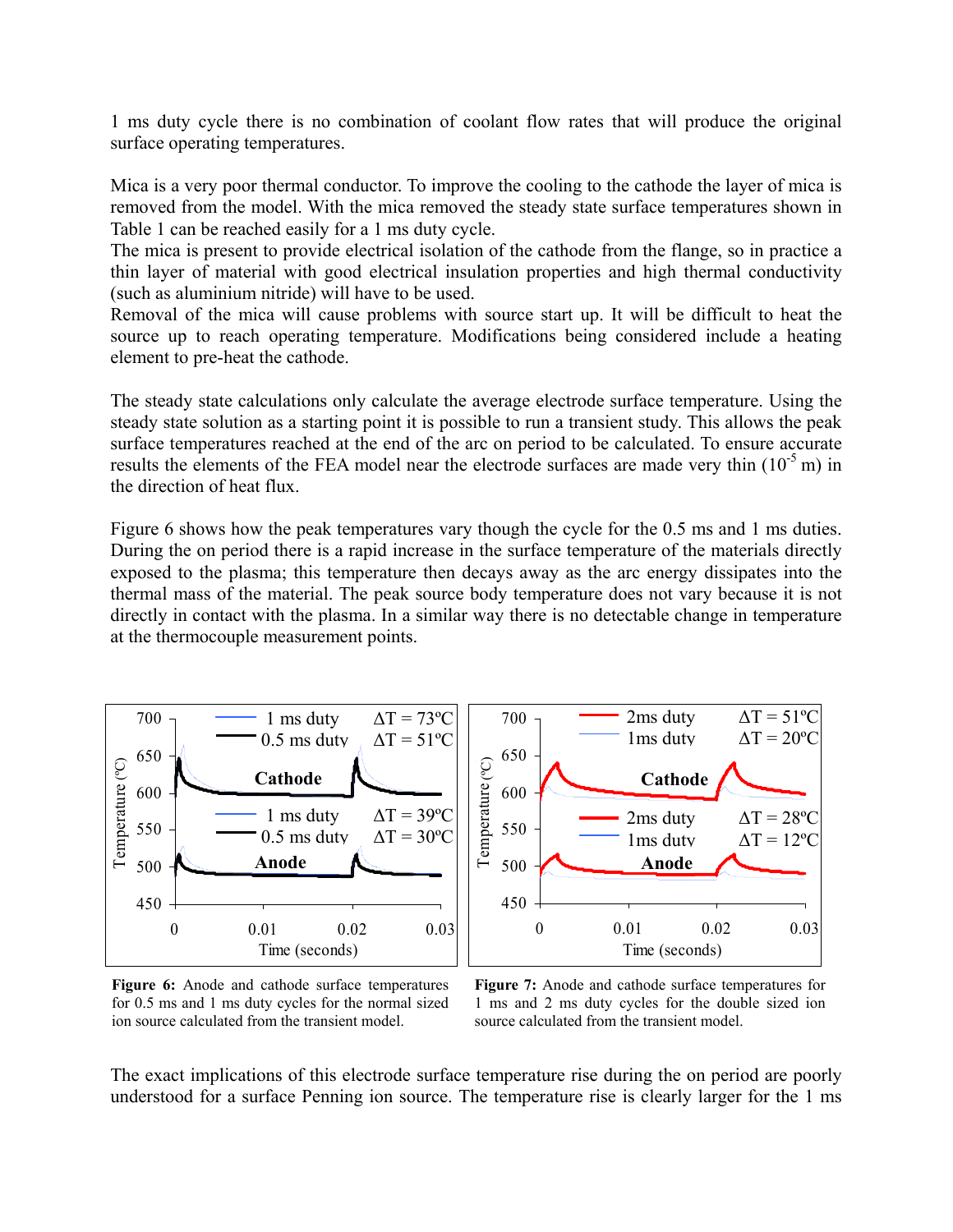1 ms duty cycle there is no combination of coolant flow rates that will produce the original surface operating temperatures.

Mica is a very poor thermal conductor. To improve the cooling to the cathode the layer of mica is removed from the model. With the mica removed the steady state surface temperatures shown in Table 1 can be reached easily for a 1 ms duty cycle.
The mica is present to provide electrical isolation of the cathode from the flange, so in practice a thin layer of material with good electrical insulation properties and high thermal conductivity (such as aluminium nitride) will have to be used.
Removal of the mica will cause problems with source start up. It will be difficult to heat the source up to reach operating temperature. Modifications being considered include a heating element to pre-heat the cathode.

The steady state calculations only calculate the average electrode surface temperature. Using the steady state solution as a starting point it is possible to run a transient study. This allows the peak surface temperatures reached at the end of the arc on period to be calculated. To ensure accurate results the elements of the FEA model near the electrode surfaces are made very thin ($10^{-5}$ m) in the direction of heat flux.

Figure 6 shows how the peak temperatures vary though the cycle for the 0.5 ms and 1 ms duties. During the on period there is a rapid increase in the surface temperature of the materials directly exposed to the plasma; this temperature then decays away as the arc energy dissipates into the thermal mass of the material. The peak source body temperature does not vary because it is not directly in contact with the plasma. In a similar way there is no detectable change in temperature at the thermocouple measurement points.

**Figure 6:** Anode and cathode surface temperatures for 0.5 ms and 1 ms duty cycles for the normal sized ion source calculated from the transient model.

**Figure 7:** Anode and cathode surface temperatures for 1 ms and 2 ms duty cycles for the double sized ion source calculated from the transient model.

The exact implications of this electrode surface temperature rise during the on period are poorly understood for a surface Penning ion source. The temperature rise is clearly larger for the 1 ms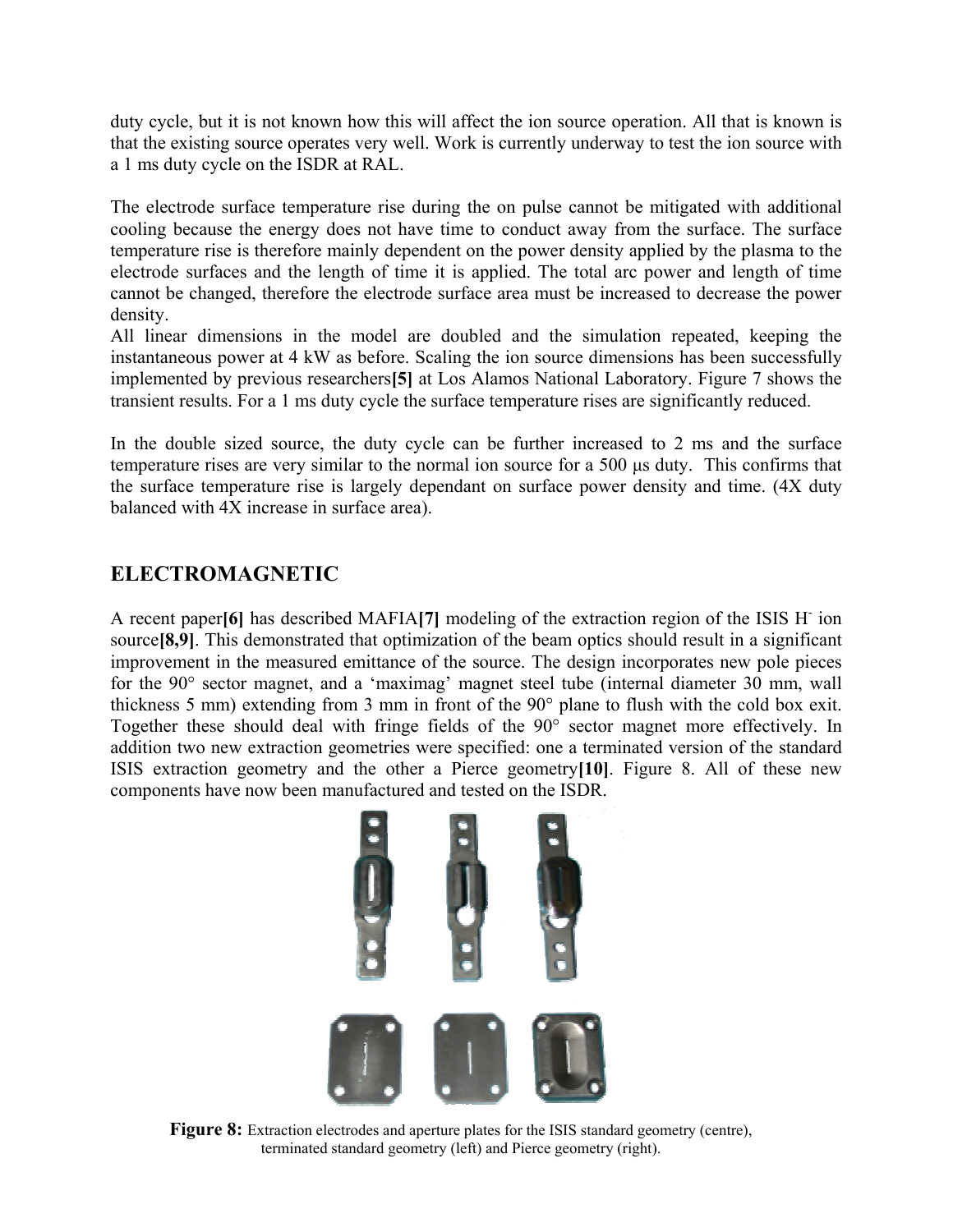duty cycle, but it is not known how this will affect the ion source operation. All that is known is that the existing source operates very well. Work is currently underway to test the ion source with a 1 ms duty cycle on the ISDR at RAL.

The electrode surface temperature rise during the on pulse cannot be mitigated with additional cooling because the energy does not have time to conduct away from the surface. The surface temperature rise is therefore mainly dependent on the power density applied by the plasma to the electrode surfaces and the length of time it is applied. The total arc power and length of time cannot be changed, therefore the electrode surface area must be increased to decrease the power density.
All linear dimensions in the model are doubled and the simulation repeated, keeping the instantaneous power at 4 kW as before. Scaling the ion source dimensions has been successfully implemented by previous researchers**[5]** at Los Alamos National Laboratory. Figure 7 shows the transient results. For a 1 ms duty cycle the surface temperature rises are significantly reduced.

In the double sized source, the duty cycle can be further increased to 2 ms and the surface temperature rises are very similar to the normal ion source for a 500 μs duty. This confirms that the surface temperature rise is largely dependant on surface power density and time. (4X duty balanced with 4X increase in surface area).

## ELECTROMAGNETIC

A recent paper**[6]** has described MAFIA**[7]** modeling of the extraction region of the ISIS $H^-$ ion source**[8,9]**. This demonstrated that optimization of the beam optics should result in a significant improvement in the measured emittance of the source. The design incorporates new pole pieces for the 90° sector magnet, and a 'maximag' magnet steel tube (internal diameter 30 mm, wall thickness 5 mm) extending from 3 mm in front of the 90° plane to flush with the cold box exit. Together these should deal with fringe fields of the 90° sector magnet more effectively. In addition two new extraction geometries were specified: one a terminated version of the standard ISIS extraction geometry and the other a Pierce geometry**[10]**. Figure 8. All of these new components have now been manufactured and tested on the ISDR.

**Figure 8:** Extraction electrodes and aperture plates for the ISIS standard geometry (centre), terminated standard geometry (left) and Pierce geometry (right).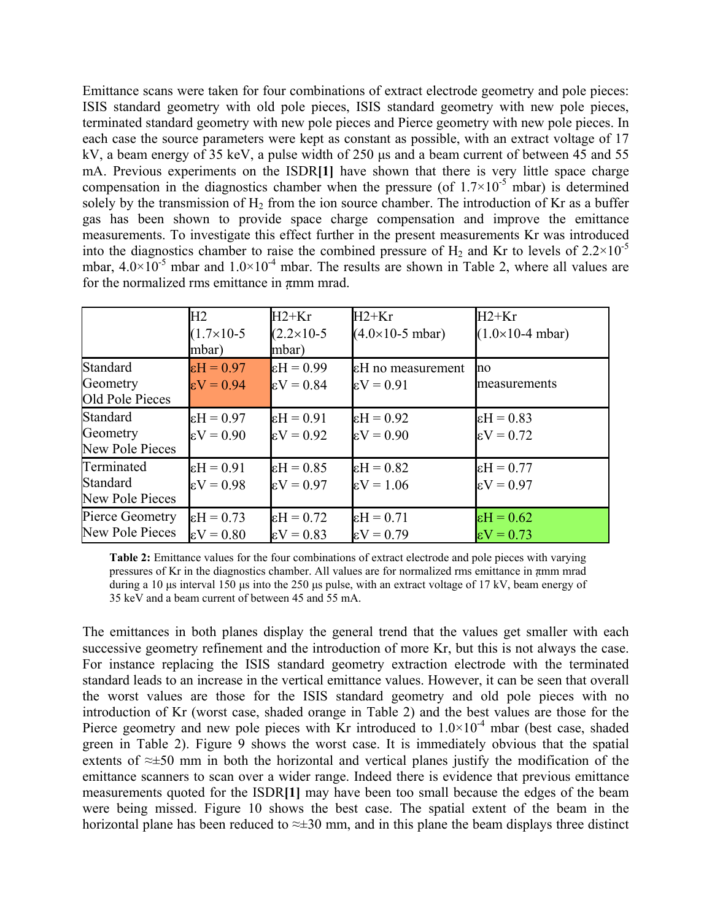Emittance scans were taken for four combinations of extract electrode geometry and pole pieces: ISIS standard geometry with old pole pieces, ISIS standard geometry with new pole pieces, terminated standard geometry with new pole pieces and Pierce geometry with new pole pieces. In each case the source parameters were kept as constant as possible, with an extract voltage of 17 kV, a beam energy of 35 keV, a pulse width of 250 μs and a beam current of between 45 and 55 mA. Previous experiments on the ISDR**[1]** have shown that there is very little space charge compensation in the diagnostics chamber when the pressure (of $1.7\times10^{-5}$ mbar) is determined solely by the transmission of $H_2$ from the ion source chamber. The introduction of Kr as a buffer gas has been shown to provide space charge compensation and improve the emittance measurements. To investigate this effect further in the present measurements Kr was introduced into the diagnostics chamber to raise the combined pressure of $H_2$ and Kr to levels of $2.2\times10^{-5}$ mbar, $4.0\times10^{-5}$ mbar and $1.0\times10^{-4}$ mbar. The results are shown in Table 2, where all values are for the normalized rms emittance in πmm mrad.

| | H2 (1.7×10-5 mbar) | H2+Kr (2.2×10-5 mbar) | H2+Kr (4.0×10-5 mbar) | H2+Kr (1.0×10-4 mbar) |
|---|---|---|---|---|
| Standard Geometry Old Pole Pieces | εH = 0.97 εV = 0.94 | εH = 0.99 εV = 0.84 | εH no measurement εV = 0.91 | no measurements |
| Standard Geometry New Pole Pieces | εH = 0.97 εV = 0.90 | εH = 0.91 εV = 0.92 | εH = 0.92 εV = 0.90 | εH = 0.83 εV = 0.72 |
| Terminated Standard New Pole Pieces | εH = 0.91 εV = 0.98 | εH = 0.85 εV = 0.97 | εH = 0.82 εV = 1.06 | εH = 0.77 εV = 0.97 |
| Pierce Geometry New Pole Pieces | εH = 0.73 εV = 0.80 | εH = 0.72 εV = 0.83 | εH = 0.71 εV = 0.79 | εH = 0.62 εV = 0.73 |

**Table 2:** Emittance values for the four combinations of extract electrode and pole pieces with varying pressures of Kr in the diagnostics chamber. All values are for normalized rms emittance in πmm mrad during a 10 μs interval 150 μs into the 250 μs pulse, with an extract voltage of 17 kV, beam energy of 35 keV and a beam current of between 45 and 55 mA.

The emittances in both planes display the general trend that the values get smaller with each successive geometry refinement and the introduction of more Kr, but this is not always the case. For instance replacing the ISIS standard geometry extraction electrode with the terminated standard leads to an increase in the vertical emittance values. However, it can be seen that overall the worst values are those for the ISIS standard geometry and old pole pieces with no introduction of Kr (worst case, shaded orange in Table 2) and the best values are those for the Pierce geometry and new pole pieces with Kr introduced to $1.0\times10^{-4}$ mbar (best case, shaded green in Table 2). Figure 9 shows the worst case. It is immediately obvious that the spatial extents of ≈±50 mm in both the horizontal and vertical planes justify the modification of the emittance scanners to scan over a wider range. Indeed there is evidence that previous emittance measurements quoted for the ISDR**[1]** may have been too small because the edges of the beam were being missed. Figure 10 shows the best case. The spatial extent of the beam in the horizontal plane has been reduced to ≈±30 mm, and in this plane the beam displays three distinct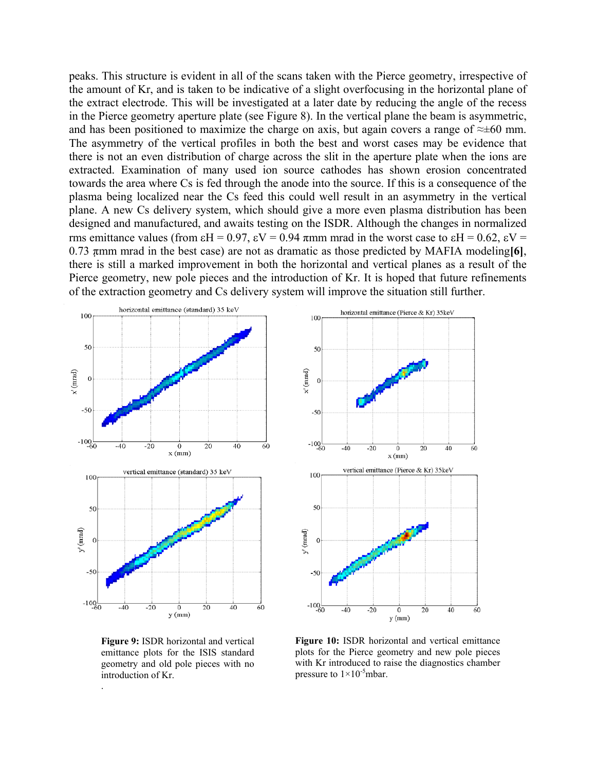peaks. This structure is evident in all of the scans taken with the Pierce geometry, irrespective of the amount of Kr, and is taken to be indicative of a slight overfocusing in the horizontal plane of the extract electrode. This will be investigated at a later date by reducing the angle of the recess in the Pierce geometry aperture plate (see Figure 8). In the vertical plane the beam is asymmetric, and has been positioned to maximize the charge on axis, but again covers a range of ≈±60 mm. The asymmetry of the vertical profiles in both the best and worst cases may be evidence that there is not an even distribution of charge across the slit in the aperture plate when the ions are extracted. Examination of many used ion source cathodes has shown erosion concentrated towards the area where Cs is fed through the anode into the source. If this is a consequence of the plasma being localized near the Cs feed this could well result in an asymmetry in the vertical plane. A new Cs delivery system, which should give a more even plasma distribution has been designed and manufactured, and awaits testing on the ISDR. Although the changes in normalized rms emittance values (from $\varepsilon H = 0.97$, $\varepsilon V = 0.94$ $\pi$mm mrad in the worst case to $\varepsilon H = 0.62$, $\varepsilon V = 0.73$ $\pi$mm mrad in the best case) are not as dramatic as those predicted by MAFIA modeling**[6]**, there is still a marked improvement in both the horizontal and vertical planes as a result of the Pierce geometry, new pole pieces and the introduction of Kr. It is hoped that future refinements of the extraction geometry and Cs delivery system will improve the situation still further.

**Figure 9:** ISDR horizontal and vertical emittance plots for the ISIS standard geometry and old pole pieces with no introduction of Kr.

**Figure 10:** ISDR horizontal and vertical emittance plots for the Pierce geometry and new pole pieces with Kr introduced to raise the diagnostics chamber pressure to $1\times10^{-5}$mbar.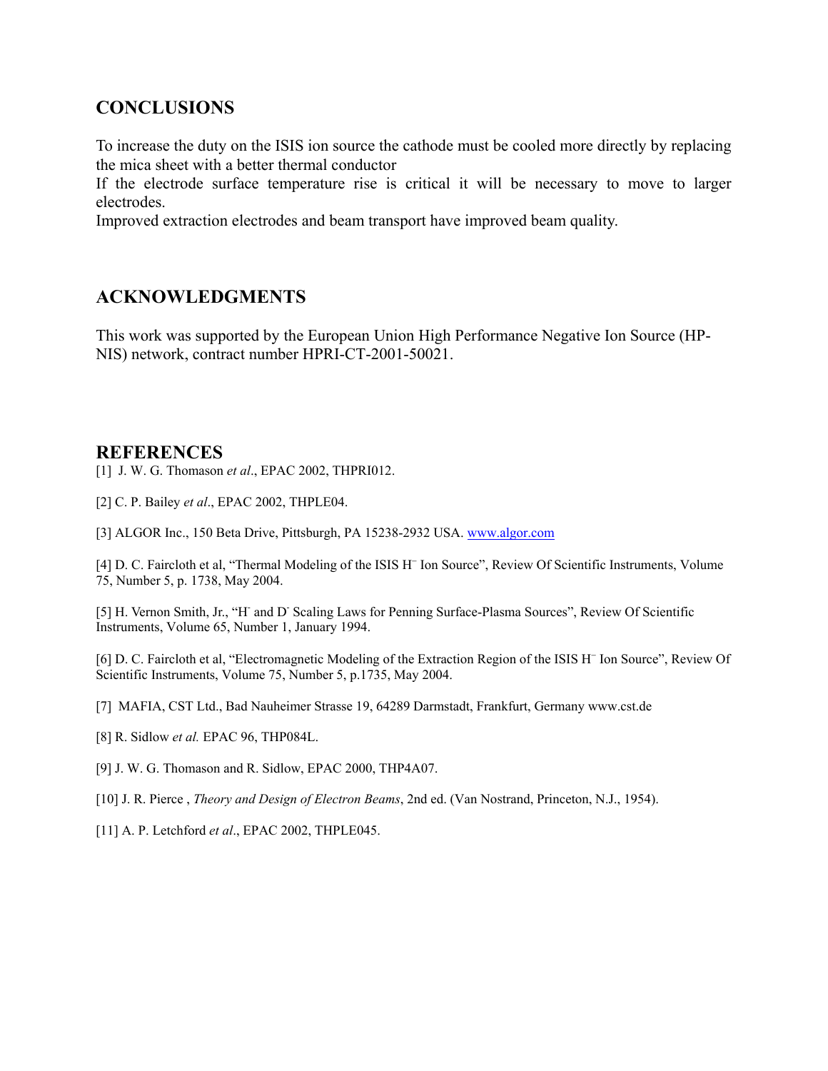## CONCLUSIONS

To increase the duty on the ISIS ion source the cathode must be cooled more directly by replacing the mica sheet with a better thermal conductor

If the electrode surface temperature rise is critical it will be necessary to move to larger electrodes.

Improved extraction electrodes and beam transport have improved beam quality.

## ACKNOWLEDGMENTS

This work was supported by the European Union High Performance Negative Ion Source (HP-NIS) network, contract number HPRI-CT-2001-50021.

## REFERENCES

[1] J. W. G. Thomason *et al*., EPAC 2002, THPRI012.

[2] C. P. Bailey *et al*., EPAC 2002, THPLE04.

[3] ALGOR Inc., 150 Beta Drive, Pittsburgh, PA 15238-2932 USA. www.algor.com

[4] D. C. Faircloth et al, "Thermal Modeling of the ISIS $H^-$ Ion Source", Review Of Scientific Instruments, Volume 75, Number 5, p. 1738, May 2004.

[5] H. Vernon Smith, Jr., "$H^-$ and $D^-$ Scaling Laws for Penning Surface-Plasma Sources", Review Of Scientific Instruments, Volume 65, Number 1, January 1994.

[6] D. C. Faircloth et al, "Electromagnetic Modeling of the Extraction Region of the ISIS $H^-$ Ion Source", Review Of Scientific Instruments, Volume 75, Number 5, p.1735, May 2004.

[7] MAFIA, CST Ltd., Bad Nauheimer Strasse 19, 64289 Darmstadt, Frankfurt, Germany www.cst.de

[8] R. Sidlow *et al.* EPAC 96, THP084L.

[9] J. W. G. Thomason and R. Sidlow, EPAC 2000, THP4A07.

[10] J. R. Pierce , *Theory and Design of Electron Beams*, 2nd ed. (Van Nostrand, Princeton, N.J., 1954).

[11] A. P. Letchford *et al*., EPAC 2002, THPLE045.